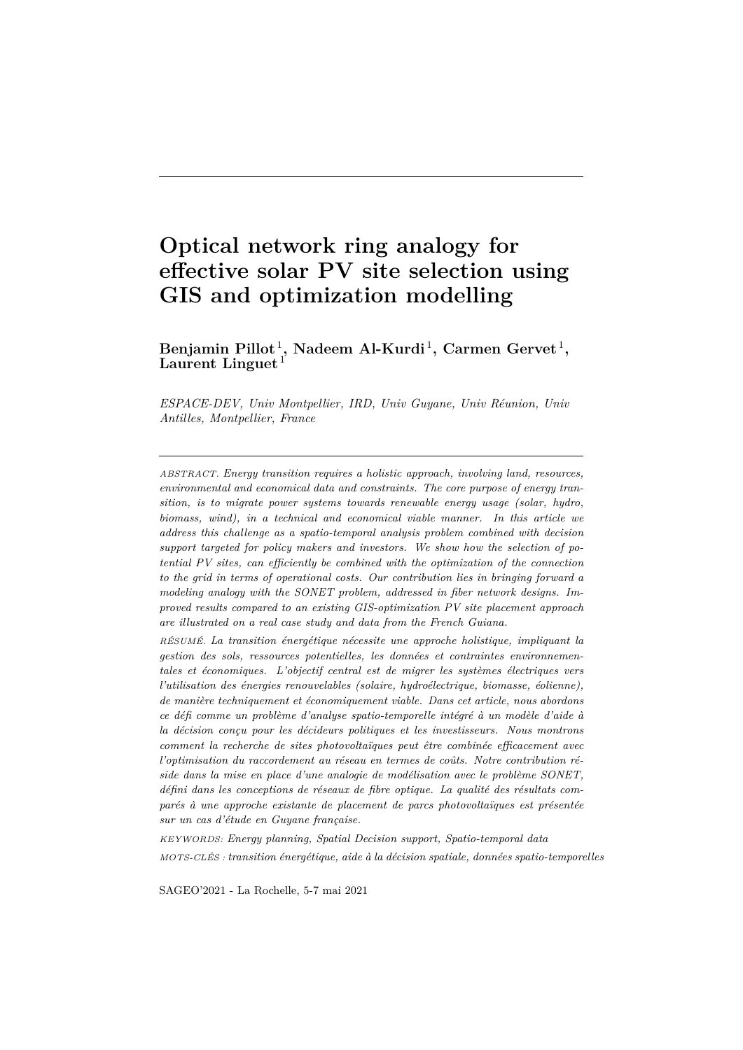# Optical network ring analogy for effective solar PV site selection using GIS and optimization modelling

**Benjamin Pillot[1], Nadeem Al-Kurdi[1], Carmen Gervet[1], Laurent Linguet[1]**

*ESPACE-DEV, Univ Montpellier, IRD, Univ Guyane, Univ Réunion, Univ Antilles, Montpellier, France*

---

ABSTRACT. *Energy transition requires a holistic approach, involving land, resources, environmental and economical data and constraints. The core purpose of energy transition, is to migrate power systems towards renewable energy usage (solar, hydro, biomass, wind), in a technical and economical viable manner. In this article we address this challenge as a spatio-temporal analysis problem combined with decision support targeted for policy makers and investors. We show how the selection of potential PV sites, can efficiently be combined with the optimization of the connection to the grid in terms of operational costs. Our contribution lies in bringing forward a modeling analogy with the SONET problem, addressed in fiber network designs. Improved results compared to an existing GIS-optimization PV site placement approach are illustrated on a real case study and data from the French Guiana.*

RÉSUMÉ. *La transition énergétique nécessite une approche holistique, impliquant la gestion des sols, ressources potentielles, les données et contraintes environnementales et économiques. L'objectif central est de migrer les systèmes électriques vers l'utilisation des énergies renouvelables (solaire, hydroélectrique, biomasse, éolienne), de manière techniquement et économiquement viable. Dans cet article, nous abordons ce défi comme un problème d'analyse spatio-temporelle intégré à un modèle d'aide à la décision conçu pour les décideurs politiques et les investisseurs. Nous montrons comment la recherche de sites photovoltaïques peut être combinée efficacement avec l'optimisation du raccordement au réseau en termes de coûts. Notre contribution réside dans la mise en place d'une analogie de modélisation avec le problème SONET, défini dans les conceptions de réseaux de fibre optique. La qualité des résultats comparés à une approche existante de placement de parcs photovoltaïques est présentée sur un cas d'étude en Guyane française.*

KEYWORDS: *Energy planning, Spatial Decision support, Spatio-temporal data*

MOTS-CLÉS : *transition énergétique, aide à la décision spatiale, données spatio-temporelles*

SAGEO'2021 - La Rochelle, 5-7 mai 2021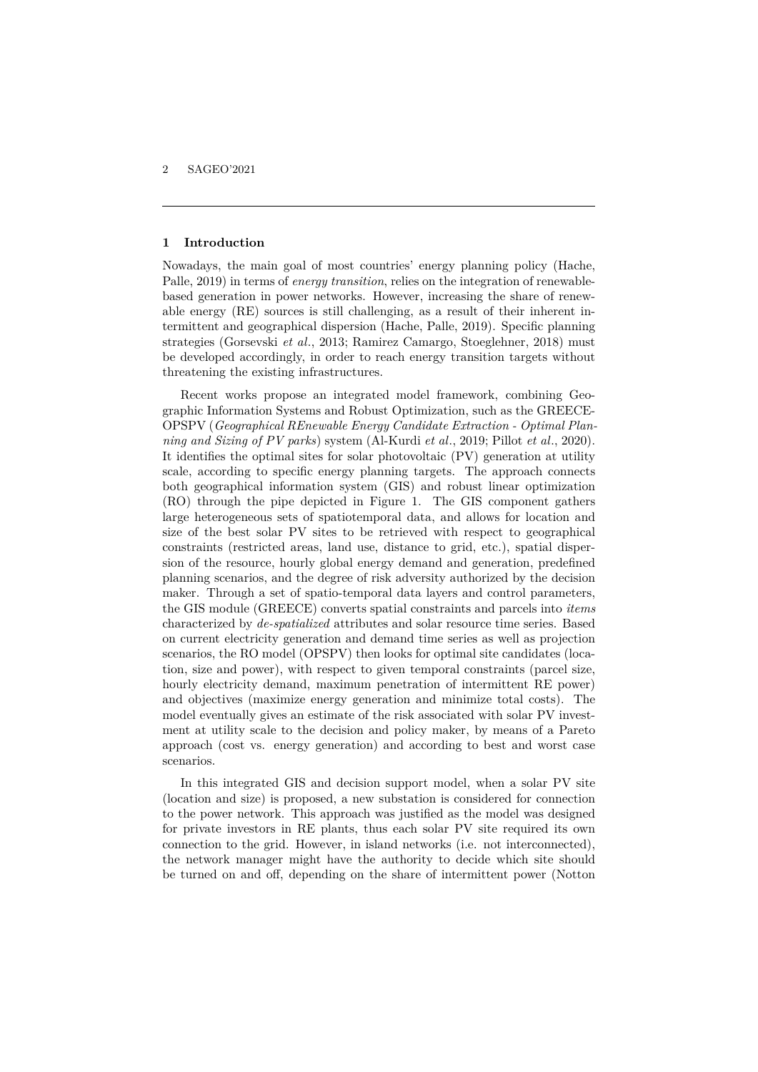## 1 Introduction

Nowadays, the main goal of most countries' energy planning policy (Hache, Palle, 2019) in terms of *energy transition*, relies on the integration of renewable-based generation in power networks. However, increasing the share of renewable energy (RE) sources is still challenging, as a result of their inherent intermittent and geographical dispersion (Hache, Palle, 2019). Specific planning strategies (Gorsevski *et al.*, 2013; Ramirez Camargo, Stoeglehner, 2018) must be developed accordingly, in order to reach energy transition targets without threatening the existing infrastructures.

Recent works propose an integrated model framework, combining Geographic Information Systems and Robust Optimization, such as the GREECE-OPSPV (*Geographical REnewable Energy Candidate Extraction - Optimal Planning and Sizing of PV parks*) system (Al-Kurdi *et al.*, 2019; Pillot *et al.*, 2020). It identifies the optimal sites for solar photovoltaic (PV) generation at utility scale, according to specific energy planning targets. The approach connects both geographical information system (GIS) and robust linear optimization (RO) through the pipe depicted in Figure 1. The GIS component gathers large heterogeneous sets of spatiotemporal data, and allows for location and size of the best solar PV sites to be retrieved with respect to geographical constraints (restricted areas, land use, distance to grid, etc.), spatial dispersion of the resource, hourly global energy demand and generation, predefined planning scenarios, and the degree of risk adversity authorized by the decision maker. Through a set of spatio-temporal data layers and control parameters, the GIS module (GREECE) converts spatial constraints and parcels into *items* characterized by *de-spatialized* attributes and solar resource time series. Based on current electricity generation and demand time series as well as projection scenarios, the RO model (OPSPV) then looks for optimal site candidates (location, size and power), with respect to given temporal constraints (parcel size, hourly electricity demand, maximum penetration of intermittent RE power) and objectives (maximize energy generation and minimize total costs). The model eventually gives an estimate of the risk associated with solar PV investment at utility scale to the decision and policy maker, by means of a Pareto approach (cost vs. energy generation) and according to best and worst case scenarios.

In this integrated GIS and decision support model, when a solar PV site (location and size) is proposed, a new substation is considered for connection to the power network. This approach was justified as the model was designed for private investors in RE plants, thus each solar PV site required its own connection to the grid. However, in island networks (i.e. not interconnected), the network manager might have the authority to decide which site should be turned on and off, depending on the share of intermittent power (Notton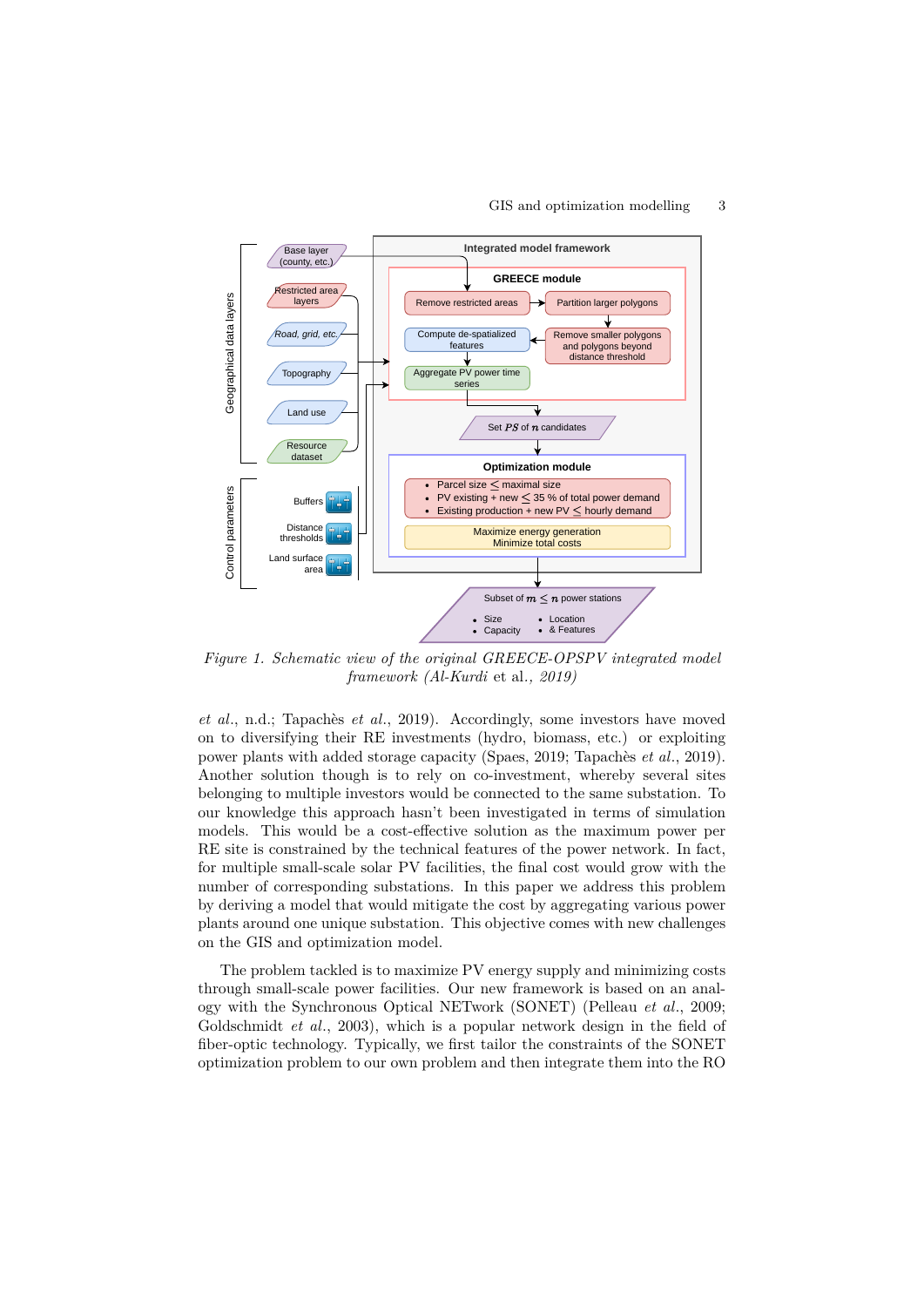*Figure 1. Schematic view of the original GREECE-OPSPV integrated model framework (Al-Kurdi* et al.*, 2019)*

*et al.*, n.d.; Tapachès *et al.*, 2019). Accordingly, some investors have moved on to diversifying their RE investments (hydro, biomass, etc.) or exploiting power plants with added storage capacity (Spaes, 2019; Tapachès *et al.*, 2019). Another solution though is to rely on co-investment, whereby several sites belonging to multiple investors would be connected to the same substation. To our knowledge this approach hasn't been investigated in terms of simulation models. This would be a cost-effective solution as the maximum power per RE site is constrained by the technical features of the power network. In fact, for multiple small-scale solar PV facilities, the final cost would grow with the number of corresponding substations. In this paper we address this problem by deriving a model that would mitigate the cost by aggregating various power plants around one unique substation. This objective comes with new challenges on the GIS and optimization model.

The problem tackled is to maximize PV energy supply and minimizing costs through small-scale power facilities. Our new framework is based on an analogy with the Synchronous Optical NETwork (SONET) (Pelleau *et al.*, 2009; Goldschmidt *et al.*, 2003), which is a popular network design in the field of fiber-optic technology. Typically, we first tailor the constraints of the SONET optimization problem to our own problem and then integrate them into the RO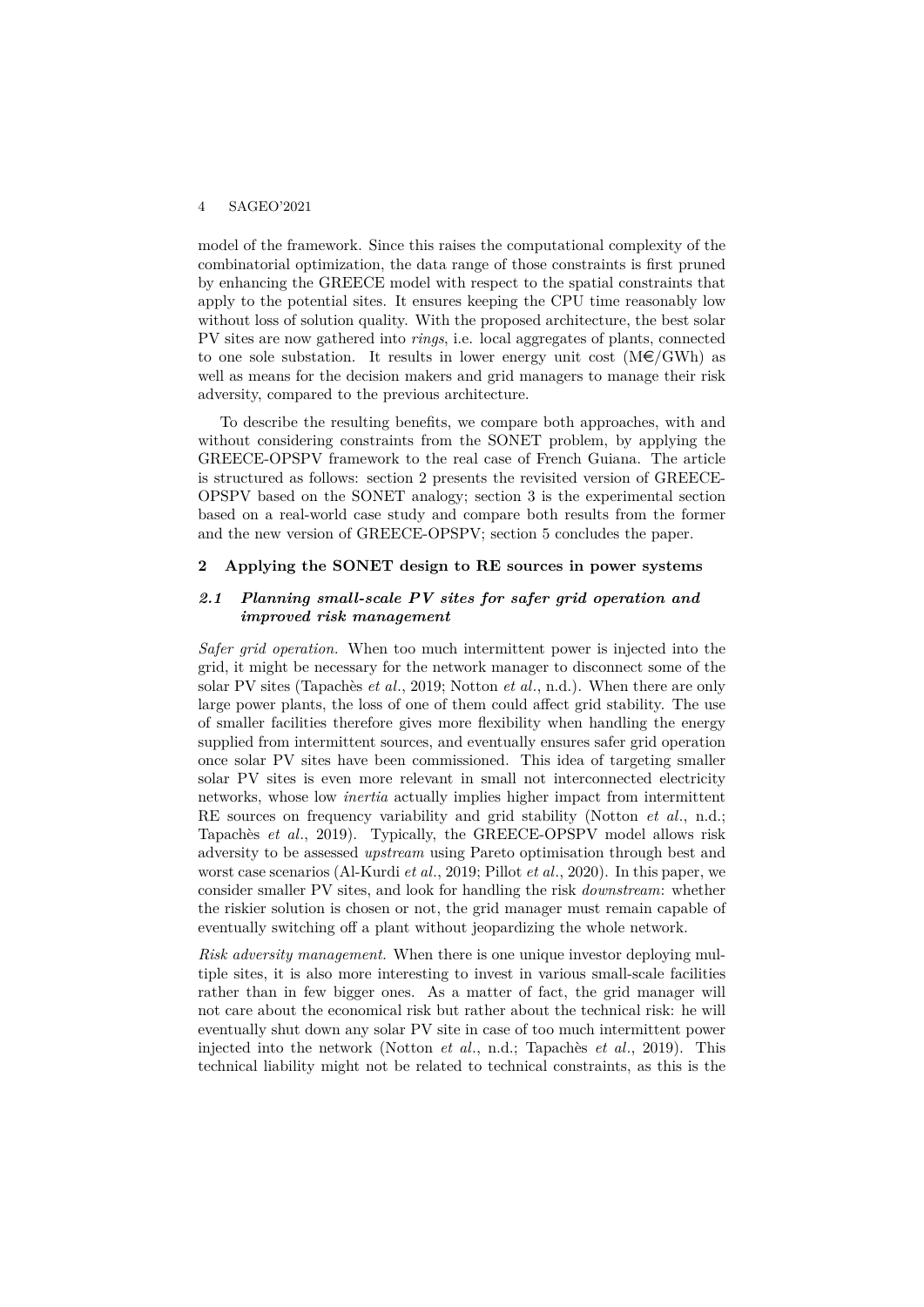model of the framework. Since this raises the computational complexity of the combinatorial optimization, the data range of those constraints is first pruned by enhancing the GREECE model with respect to the spatial constraints that apply to the potential sites. It ensures keeping the CPU time reasonably low without loss of solution quality. With the proposed architecture, the best solar PV sites are now gathered into *rings*, i.e. local aggregates of plants, connected to one sole substation. It results in lower energy unit cost (M€/GWh) as well as means for the decision makers and grid managers to manage their risk adversity, compared to the previous architecture.

To describe the resulting benefits, we compare both approaches, with and without considering constraints from the SONET problem, by applying the GREECE-OPSPV framework to the real case of French Guiana. The article is structured as follows: section 2 presents the revisited version of GREECE-OPSPV based on the SONET analogy; section 3 is the experimental section based on a real-world case study and compare both results from the former and the new version of GREECE-OPSPV; section 5 concludes the paper.

## 2 Applying the SONET design to RE sources in power systems

### *2.1 Planning small-scale PV sites for safer grid operation and improved risk management*

*Safer grid operation.* When too much intermittent power is injected into the grid, it might be necessary for the network manager to disconnect some of the solar PV sites (Tapachès *et al.*, 2019; Notton *et al.*, n.d.). When there are only large power plants, the loss of one of them could affect grid stability. The use of smaller facilities therefore gives more flexibility when handling the energy supplied from intermittent sources, and eventually ensures safer grid operation once solar PV sites have been commissioned. This idea of targeting smaller solar PV sites is even more relevant in small not interconnected electricity networks, whose low *inertia* actually implies higher impact from intermittent RE sources on frequency variability and grid stability (Notton *et al.*, n.d.; Tapachès *et al.*, 2019). Typically, the GREECE-OPSPV model allows risk adversity to be assessed *upstream* using Pareto optimisation through best and worst case scenarios (Al-Kurdi *et al.*, 2019; Pillot *et al.*, 2020). In this paper, we consider smaller PV sites, and look for handling the risk *downstream*: whether the riskier solution is chosen or not, the grid manager must remain capable of eventually switching off a plant without jeopardizing the whole network.

*Risk adversity management.* When there is one unique investor deploying multiple sites, it is also more interesting to invest in various small-scale facilities rather than in few bigger ones. As a matter of fact, the grid manager will not care about the economical risk but rather about the technical risk: he will eventually shut down any solar PV site in case of too much intermittent power injected into the network (Notton *et al.*, n.d.; Tapachès *et al.*, 2019). This technical liability might not be related to technical constraints, as this is the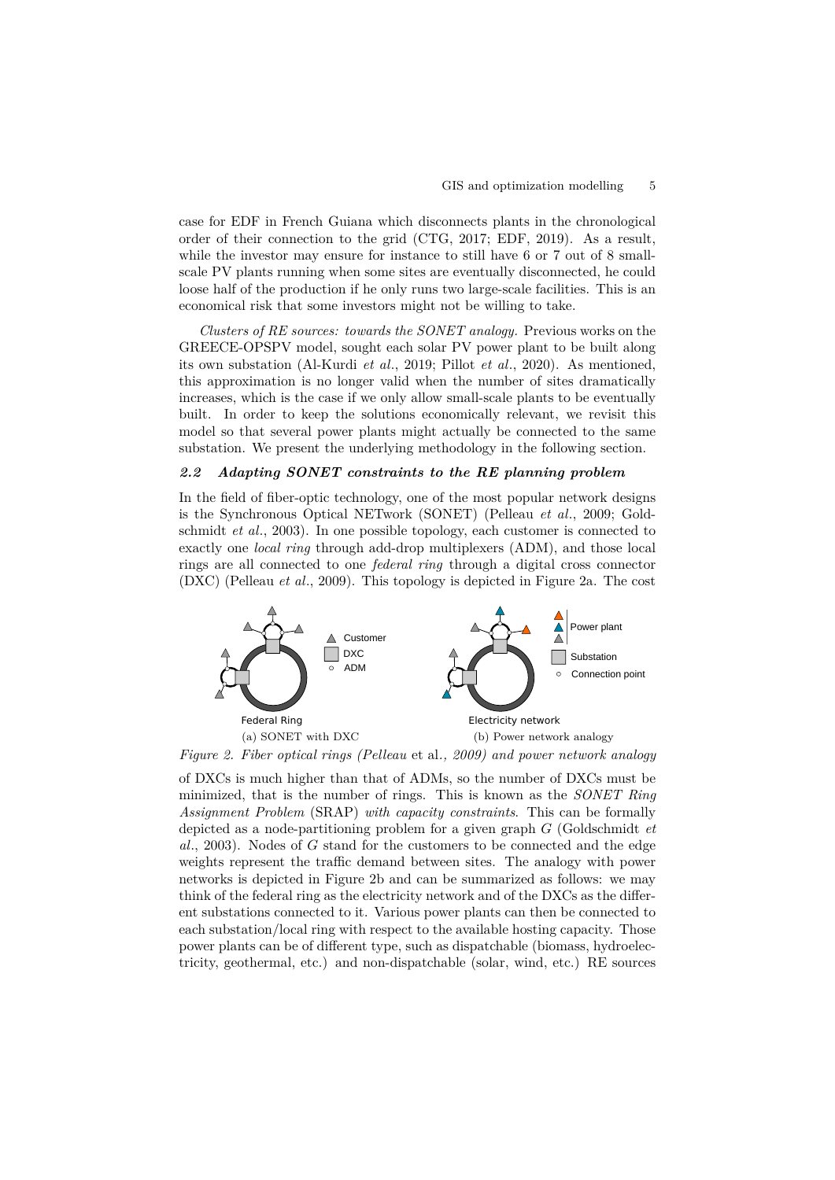case for EDF in French Guiana which disconnects plants in the chronological order of their connection to the grid (CTG, 2017; EDF, 2019). As a result, while the investor may ensure for instance to still have 6 or 7 out of 8 small-scale PV plants running when some sites are eventually disconnected, he could loose half of the production if he only runs two large-scale facilities. This is an economical risk that some investors might not be willing to take.

*Clusters of RE sources: towards the SONET analogy.* Previous works on the GREECE-OPSPV model, sought each solar PV power plant to be built along its own substation (Al-Kurdi *et al.*, 2019; Pillot *et al.*, 2020). As mentioned, this approximation is no longer valid when the number of sites dramatically increases, which is the case if we only allow small-scale plants to be eventually built. In order to keep the solutions economically relevant, we revisit this model so that several power plants might actually be connected to the same substation. We present the underlying methodology in the following section.

### *2.2 Adapting SONET constraints to the RE planning problem*

In the field of fiber-optic technology, one of the most popular network designs is the Synchronous Optical NETwork (SONET) (Pelleau *et al.*, 2009; Goldschmidt *et al.*, 2003). In one possible topology, each customer is connected to exactly one *local ring* through add-drop multiplexers (ADM), and those local rings are all connected to one *federal ring* through a digital cross connector (DXC) (Pelleau *et al.*, 2009). This topology is depicted in Figure 2a. The cost

(a) SONET with DXC (b) Power network analogy

*Figure 2. Fiber optical rings (Pelleau* et al.*, 2009) and power network analogy*

of DXCs is much higher than that of ADMs, so the number of DXCs must be minimized, that is the number of rings. This is known as the *SONET Ring Assignment Problem* (SRAP) *with capacity constraints*. This can be formally depicted as a node-partitioning problem for a given graph $G$ (Goldschmidt *et al.*, 2003). Nodes of $G$ stand for the customers to be connected and the edge weights represent the traffic demand between sites. The analogy with power networks is depicted in Figure 2b and can be summarized as follows: we may think of the federal ring as the electricity network and of the DXCs as the different substations connected to it. Various power plants can then be connected to each substation/local ring with respect to the available hosting capacity. Those power plants can be of different type, such as dispatchable (biomass, hydroelectricity, geothermal, etc.) and non-dispatchable (solar, wind, etc.) RE sources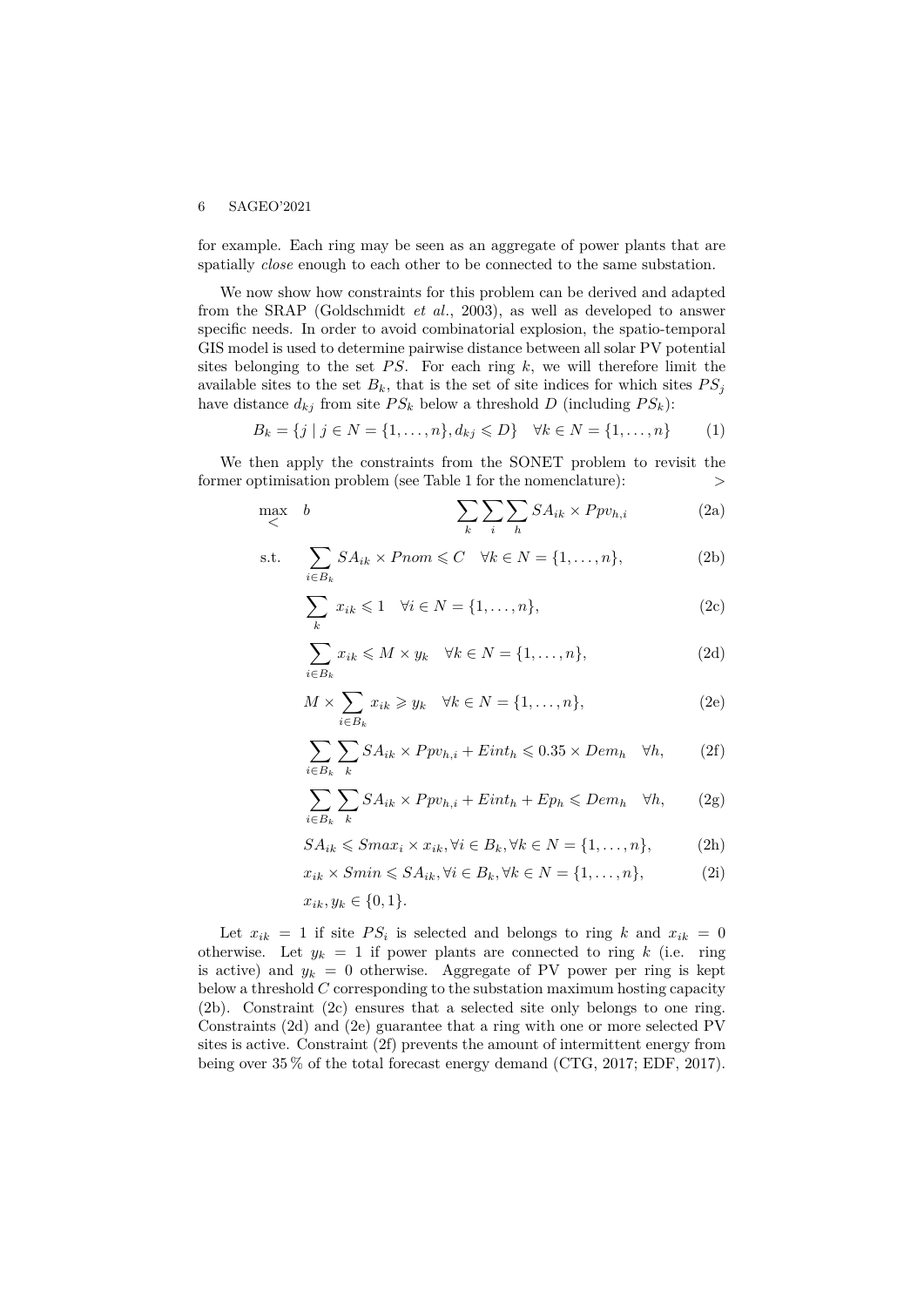for example. Each ring may be seen as an aggregate of power plants that are spatially *close* enough to each other to be connected to the same substation.

We now show how constraints for this problem can be derived and adapted from the SRAP (Goldschmidt *et al.*, 2003), as well as developed to answer specific needs. In order to avoid combinatorial explosion, the spatio-temporal GIS model is used to determine pairwise distance between all solar PV potential sites belonging to the set $PS$. For each ring $k$, we will therefore limit the available sites to the set $B_k$, that is the set of site indices for which sites $PS_j$ have distance $d_{kj}$ from site $PS_k$ below a threshold $D$ (including $PS_k$):

$$B_k = \{j \mid j \in N = \{1, \ldots, n\}, d_{kj} \leqslant D\} \quad \forall k \in N = \{1, \ldots, n\} \tag{1}$$

We then apply the constraints from the SONET problem to revisit the former optimisation problem (see Table 1 for the nomenclature): >

$$\max_{<} \quad b \qquad \sum_k \sum_i \sum_h SA_{ik} \times Ppv_{h,i} \tag{2a}$$

$$\text{s.t.} \quad \sum_{i \in B_k} SA_{ik} \times Pnom \leqslant C \quad \forall k \in N = \{1, \ldots, n\}, \tag{2b}$$

$$\sum_k x_{ik} \leqslant 1 \quad \forall i \in N = \{1, \ldots, n\}, \tag{2c}$$

$$\sum_{i \in B_k} x_{ik} \leqslant M \times y_k \quad \forall k \in N = \{1, \ldots, n\}, \tag{2d}$$

$$M \times \sum_{i \in B_k} x_{ik} \geqslant y_k \quad \forall k \in N = \{1, \ldots, n\}, \tag{2e}$$

$$\sum_{i \in B_k} \sum_k SA_{ik} \times Ppv_{h,i} + Eint_h \leqslant 0.35 \times Dem_h \quad \forall h, \tag{2f}$$

$$\sum_{i \in B_k} \sum_k SA_{ik} \times Ppv_{h,i} + Eint_h + Ep_h \leqslant Dem_h \quad \forall h, \tag{2g}$$

$$SA_{ik} \leqslant Smax_i \times x_{ik}, \forall i \in B_k, \forall k \in N = \{1, \ldots, n\}, \tag{2h}$$

$$x_{ik} \times Smin \leqslant SA_{ik}, \forall i \in B_k, \forall k \in N = \{1, \ldots, n\}, \tag{2i}$$

$$x_{ik}, y_k \in \{0, 1\}.$$

Let $x_{ik} = 1$ if site $PS_i$ is selected and belongs to ring $k$ and $x_{ik} = 0$ otherwise. Let $y_k = 1$ if power plants are connected to ring $k$ (i.e. ring is active) and $y_k = 0$ otherwise. Aggregate of PV power per ring is kept below a threshold $C$ corresponding to the substation maximum hosting capacity (2b). Constraint (2c) ensures that a selected site only belongs to one ring. Constraints (2d) and (2e) guarantee that a ring with one or more selected PV sites is active. Constraint (2f) prevents the amount of intermittent energy from being over 35 % of the total forecast energy demand (CTG, 2017; EDF, 2017).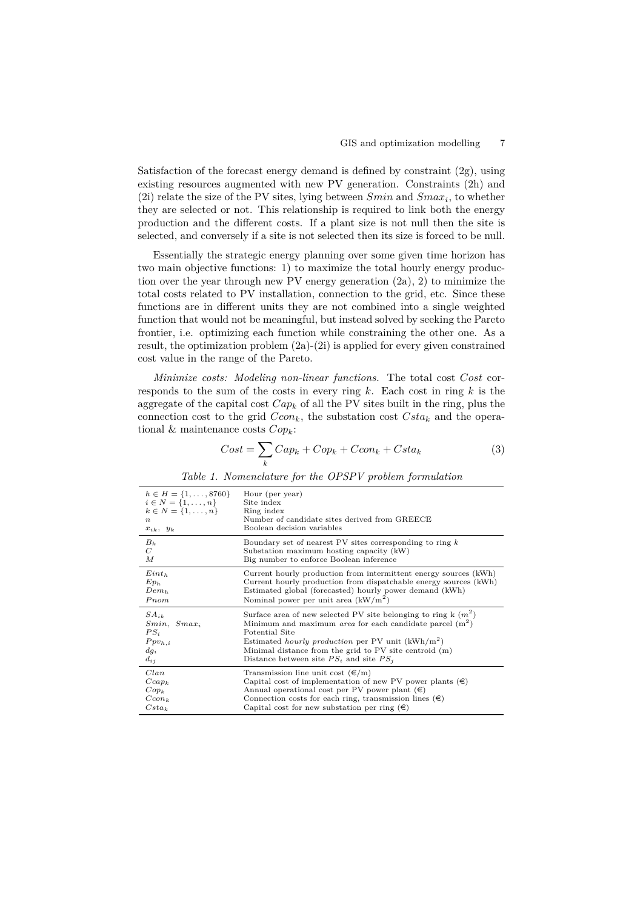Satisfaction of the forecast energy demand is defined by constraint (2g), using existing resources augmented with new PV generation. Constraints (2h) and (2i) relate the size of the PV sites, lying between $Smin$ and $Smax_i$, to whether they are selected or not. This relationship is required to link both the energy production and the different costs. If a plant size is not null then the site is selected, and conversely if a site is not selected then its size is forced to be null.

Essentially the strategic energy planning over some given time horizon has two main objective functions: 1) to maximize the total hourly energy production over the year through new PV energy generation (2a), 2) to minimize the total costs related to PV installation, connection to the grid, etc. Since these functions are in different units they are not combined into a single weighted function that would not be meaningful, but instead solved by seeking the Pareto frontier, i.e. optimizing each function while constraining the other one. As a result, the optimization problem (2a)-(2i) is applied for every given constrained cost value in the range of the Pareto.

*Minimize costs: Modeling non-linear functions.* The total cost $Cost$ corresponds to the sum of the costs in every ring $k$. Each cost in ring $k$ is the aggregate of the capital cost $Cap_k$ of all the PV sites built in the ring, plus the connection cost to the grid $Ccon_k$, the substation cost $Csta_k$ and the operational & maintenance costs $Cop_k$:

$$Cost = \sum_k Cap_k + Cop_k + Ccon_k + Csta_k \tag{3}$$

*Table 1. Nomenclature for the OPSPV problem formulation*

| Symbol | Description |
|---|---|
| $h \in H = \{1, \dots, 8760\}$ | Hour (per year) |
| $i \in N = \{1, \dots, n\}$ | Site index |
| $k \in N = \{1, \dots, n\}$ | Ring index |
| $n$ | Number of candidate sites derived from GREECE |
| $x_{ik},\ y_k$ | Boolean decision variables |
| $B_k$ | Boundary set of nearest PV sites corresponding to ring $k$ |
| $C$ | Substation maximum hosting capacity (kW) |
| $M$ | Big number to enforce Boolean inference |
| $Eint_h$ | Current hourly production from intermittent energy sources (kWh) |
| $Ep_h$ | Current hourly production from dispatchable energy sources (kWh) |
| $Dem_h$ | Estimated global (forecasted) hourly power demand (kWh) |
| $Pnom$ | Nominal power per unit area (kW/m$^2$) |
| $SA_{ik}$ | Surface area of new selected PV site belonging to ring k ($m^2$) |
| $Smin,\ Smax_i$ | Minimum and maximum *area* for each candidate parcel (m$^2$) |
| $PS_i$ | Potential Site |
| $Ppv_{h,i}$ | Estimated *hourly production* per PV unit (kWh/m$^2$) |
| $dg_i$ | Minimal distance from the grid to PV site centroid (m) |
| $d_{ij}$ | Distance between site $PS_i$ and site $PS_j$ |
| $Clan$ | Transmission line unit cost (€/m) |
| $Ccap_k$ | Capital cost of implementation of new PV power plants (€) |
| $Cop_k$ | Annual operational cost per PV power plant (€) |
| $Ccon_k$ | Connection costs for each ring, transmission lines (€) |
| $Csta_k$ | Capital cost for new substation per ring (€) |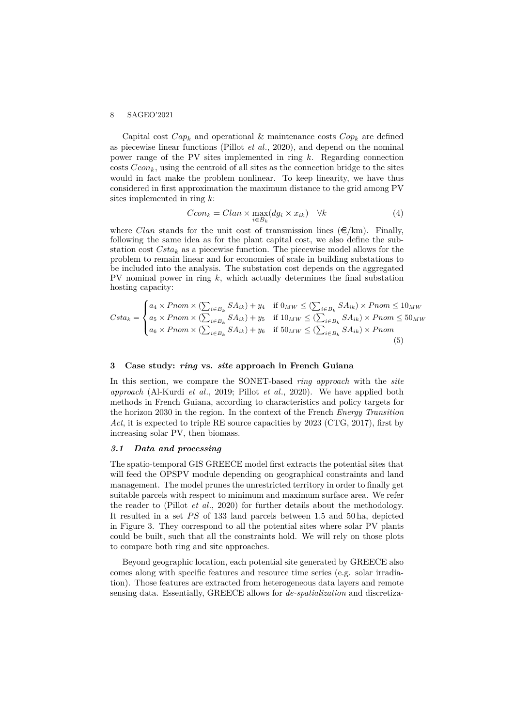Capital cost $Cap_k$ and operational & maintenance costs $Cop_k$ are defined as piecewise linear functions (Pillot *et al.*, 2020), and depend on the nominal power range of the PV sites implemented in ring $k$. Regarding connection costs $Ccon_k$, using the centroid of all sites as the connection bridge to the sites would in fact make the problem nonlinear. To keep linearity, we have thus considered in first approximation the maximum distance to the grid among PV sites implemented in ring $k$:

$$Ccon_k = Clan \times \max_{i \in B_k}(dg_i \times x_{ik}) \quad \forall k \tag{4}$$

where $Clan$ stands for the unit cost of transmission lines (€/km). Finally, following the same idea as for the plant capital cost, we also define the substation cost $Csta_k$ as a piecewise function. The piecewise model allows for the problem to remain linear and for economies of scale in building substations to be included into the analysis. The substation cost depends on the aggregated PV nominal power in ring $k$, which actually determines the final substation hosting capacity:

$$Csta_k = \begin{cases} a_4 \times Pnom \times (\sum_{i \in B_k} SA_{ik}) + y_4 & \text{if } 0_{MW} \leq (\sum_{i \in B_k} SA_{ik}) \times Pnom \leq 10_{MW} \\ a_5 \times Pnom \times (\sum_{i \in B_k} SA_{ik}) + y_5 & \text{if } 10_{MW} \leq (\sum_{i \in B_k} SA_{ik}) \times Pnom \leq 50_{MW} \\ a_6 \times Pnom \times (\sum_{i \in B_k} SA_{ik}) + y_6 & \text{if } 50_{MW} \leq (\sum_{i \in B_k} SA_{ik}) \times Pnom \end{cases} \tag{5}$$

## 3 Case study: *ring* vs. *site* approach in French Guiana

In this section, we compare the SONET-based *ring approach* with the *site approach* (Al-Kurdi *et al.*, 2019; Pillot *et al.*, 2020). We have applied both methods in French Guiana, according to characteristics and policy targets for the horizon 2030 in the region. In the context of the French *Energy Transition Act*, it is expected to triple RE source capacities by 2023 (CTG, 2017), first by increasing solar PV, then biomass.

### 3.1 Data and processing

The spatio-temporal GIS GREECE model first extracts the potential sites that will feed the OPSPV module depending on geographical constraints and land management. The model prunes the unrestricted territory in order to finally get suitable parcels with respect to minimum and maximum surface area. We refer the reader to (Pillot *et al.*, 2020) for further details about the methodology. It resulted in a set $PS$ of 133 land parcels between 1.5 and 50 ha, depicted in Figure 3. They correspond to all the potential sites where solar PV plants could be built, such that all the constraints hold. We will rely on those plots to compare both ring and site approaches.

Beyond geographic location, each potential site generated by GREECE also comes along with specific features and resource time series (e.g. solar irradiation). Those features are extracted from heterogeneous data layers and remote sensing data. Essentially, GREECE allows for *de-spatialization* and discretiza-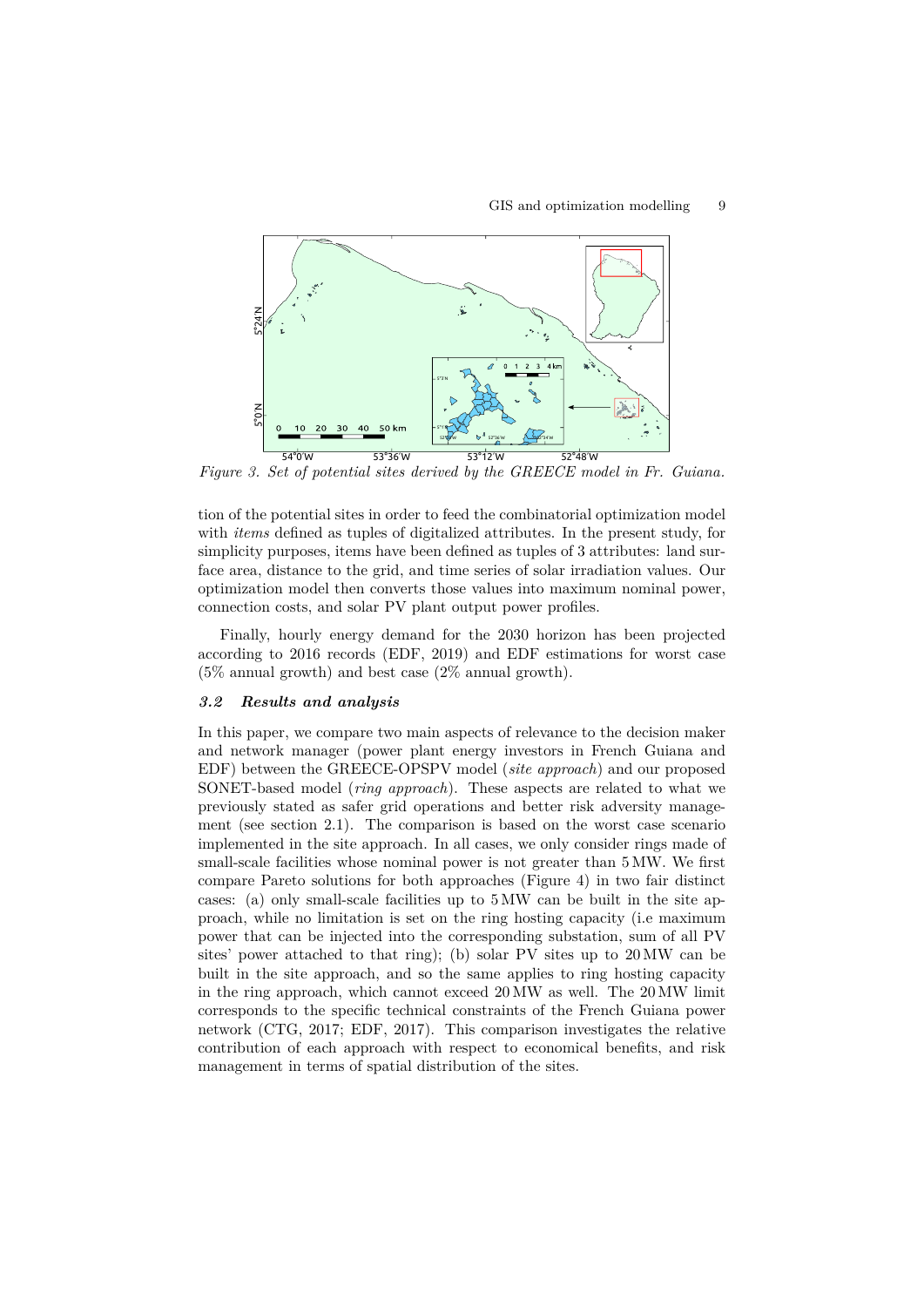*Figure 3. Set of potential sites derived by the GREECE model in Fr. Guiana.*

tion of the potential sites in order to feed the combinatorial optimization model with *items* defined as tuples of digitalized attributes. In the present study, for simplicity purposes, items have been defined as tuples of 3 attributes: land surface area, distance to the grid, and time series of solar irradiation values. Our optimization model then converts those values into maximum nominal power, connection costs, and solar PV plant output power profiles.

Finally, hourly energy demand for the 2030 horizon has been projected according to 2016 records (EDF, 2019) and EDF estimations for worst case (5% annual growth) and best case (2% annual growth).

### *3.2 Results and analysis*

In this paper, we compare two main aspects of relevance to the decision maker and network manager (power plant energy investors in French Guiana and EDF) between the GREECE-OPSPV model (*site approach*) and our proposed SONET-based model (*ring approach*). These aspects are related to what we previously stated as safer grid operations and better risk adversity management (see section 2.1). The comparison is based on the worst case scenario implemented in the site approach. In all cases, we only consider rings made of small-scale facilities whose nominal power is not greater than 5 MW. We first compare Pareto solutions for both approaches (Figure 4) in two fair distinct cases: (a) only small-scale facilities up to 5 MW can be built in the site approach, while no limitation is set on the ring hosting capacity (i.e maximum power that can be injected into the corresponding substation, sum of all PV sites' power attached to that ring); (b) solar PV sites up to 20 MW can be built in the site approach, and so the same applies to ring hosting capacity in the ring approach, which cannot exceed 20 MW as well. The 20 MW limit corresponds to the specific technical constraints of the French Guiana power network (CTG, 2017; EDF, 2017). This comparison investigates the relative contribution of each approach with respect to economical benefits, and risk management in terms of spatial distribution of the sites.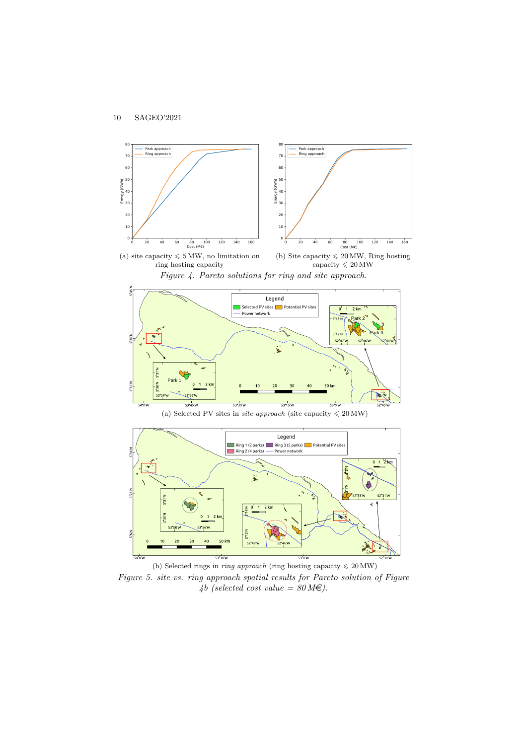(a) site capacity ⩽ 5 MW, no limitation on ring hosting capacity

(b) Site capacity ⩽ 20 MW, Ring hosting capacity ⩽ 20 MW

*Figure 4. Pareto solutions for ring and site approach.*

(a) Selected PV sites in *site approach* (site capacity ⩽ 20 MW)

(b) Selected rings in *ring approach* (ring hosting capacity ⩽ 20 MW)

*Figure 5. site vs. ring approach spatial results for Pareto solution of Figure 4b (selected cost value = 80 M€).*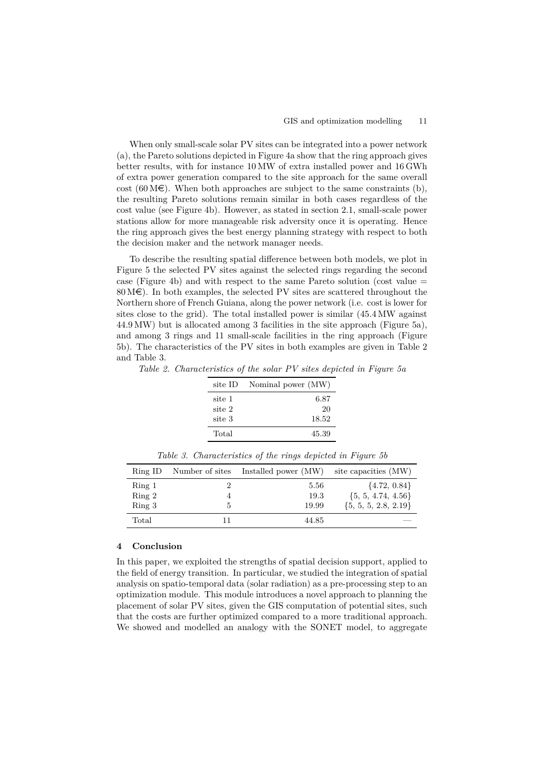When only small-scale solar PV sites can be integrated into a power network (a), the Pareto solutions depicted in Figure 4a show that the ring approach gives better results, with for instance 10 MW of extra installed power and 16 GWh of extra power generation compared to the site approach for the same overall cost (60 M€). When both approaches are subject to the same constraints (b), the resulting Pareto solutions remain similar in both cases regardless of the cost value (see Figure 4b). However, as stated in section 2.1, small-scale power stations allow for more manageable risk adversity once it is operating. Hence the ring approach gives the best energy planning strategy with respect to both the decision maker and the network manager needs.

To describe the resulting spatial difference between both models, we plot in Figure 5 the selected PV sites against the selected rings regarding the second case (Figure 4b) and with respect to the same Pareto solution (cost value = 80 M€). In both examples, the selected PV sites are scattered throughout the Northern shore of French Guiana, along the power network (i.e. cost is lower for sites close to the grid). The total installed power is similar (45.4 MW against 44.9 MW) but is allocated among 3 facilities in the site approach (Figure 5a), and among 3 rings and 11 small-scale facilities in the ring approach (Figure 5b). The characteristics of the PV sites in both examples are given in Table 2 and Table 3.

*Table 2. Characteristics of the solar PV sites depicted in Figure 5a*

| site ID | Nominal power (MW) |
|---|---|
| site 1 | 6.87 |
| site 2 | 20 |
| site 3 | 18.52 |
| Total | 45.39 |

*Table 3. Characteristics of the rings depicted in Figure 5b*

| Ring ID | Number of sites | Installed power (MW) | site capacities (MW) |
|---|---|---|---|
| Ring 1 | 2 | 5.56 | {4.72, 0.84} |
| Ring 2 | 4 | 19.3 | {5, 5, 4.74, 4.56} |
| Ring 3 | 5 | 19.99 | {5, 5, 5, 2.8, 2.19} |
| Total | 11 | 44.85 | — |

## 4 Conclusion

In this paper, we exploited the strengths of spatial decision support, applied to the field of energy transition. In particular, we studied the integration of spatial analysis on spatio-temporal data (solar radiation) as a pre-processing step to an optimization module. This module introduces a novel approach to planning the placement of solar PV sites, given the GIS computation of potential sites, such that the costs are further optimized compared to a more traditional approach. We showed and modelled an analogy with the SONET model, to aggregate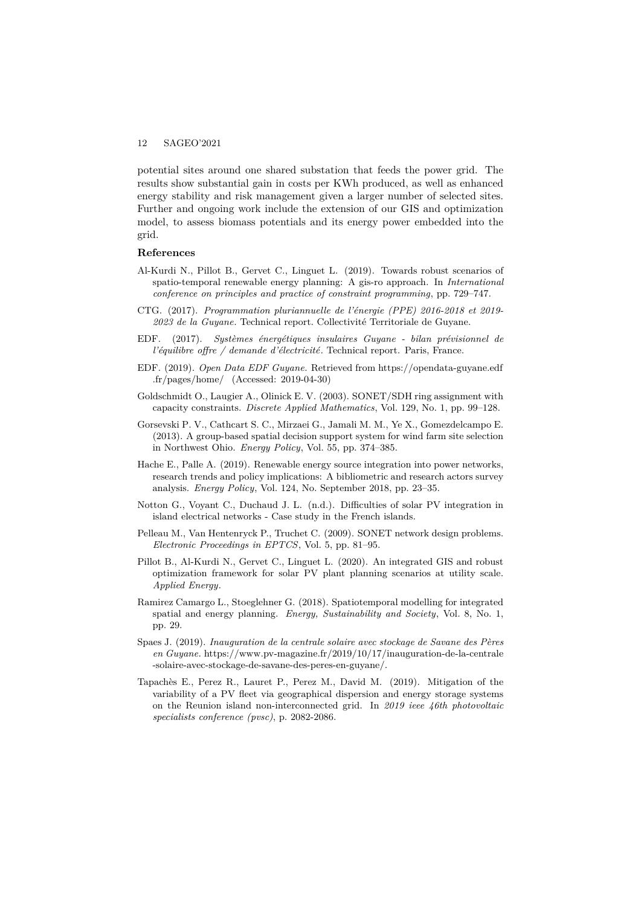potential sites around one shared substation that feeds the power grid. The results show substantial gain in costs per KWh produced, as well as enhanced energy stability and risk management given a larger number of selected sites. Further and ongoing work include the extension of our GIS and optimization model, to assess biomass potentials and its energy power embedded into the grid.

## References

Al-Kurdi N., Pillot B., Gervet C., Linguet L. (2019). Towards robust scenarios of spatio-temporal renewable energy planning: A gis-ro approach. In *International conference on principles and practice of constraint programming*, pp. 729–747.

CTG. (2017). *Programmation pluriannuelle de l'énergie (PPE) 2016-2018 et 2019-2023 de la Guyane.* Technical report. Collectivité Territoriale de Guyane.

EDF. (2017). *Systèmes énergétiques insulaires Guyane - bilan prévisionnel de l'équilibre offre / demande d'électricité.* Technical report. Paris, France.

EDF. (2019). *Open Data EDF Guyane.* Retrieved from https://opendata-guyane.edf.fr/pages/home/ (Accessed: 2019-04-30)

Goldschmidt O., Laugier A., Olinick E. V. (2003). SONET/SDH ring assignment with capacity constraints. *Discrete Applied Mathematics*, Vol. 129, No. 1, pp. 99–128.

Gorsevski P. V., Cathcart S. C., Mirzaei G., Jamali M. M., Ye X., Gomezdelcampo E. (2013). A group-based spatial decision support system for wind farm site selection in Northwest Ohio. *Energy Policy*, Vol. 55, pp. 374–385.

Hache E., Palle A. (2019). Renewable energy source integration into power networks, research trends and policy implications: A bibliometric and research actors survey analysis. *Energy Policy*, Vol. 124, No. September 2018, pp. 23–35.

Notton G., Voyant C., Duchaud J. L. (n.d.). Difficulties of solar PV integration in island electrical networks - Case study in the French islands.

Pelleau M., Van Hentenryck P., Truchet C. (2009). SONET network design problems. *Electronic Proceedings in EPTCS*, Vol. 5, pp. 81–95.

Pillot B., Al-Kurdi N., Gervet C., Linguet L. (2020). An integrated GIS and robust optimization framework for solar PV plant planning scenarios at utility scale. *Applied Energy*.

Ramirez Camargo L., Stoeglehner G. (2018). Spatiotemporal modelling for integrated spatial and energy planning. *Energy, Sustainability and Society*, Vol. 8, No. 1, pp. 29.

Spaes J. (2019). *Inauguration de la centrale solaire avec stockage de Savane des Pères en Guyane.* https://www.pv-magazine.fr/2019/10/17/inauguration-de-la-centrale-solaire-avec-stockage-de-savane-des-peres-en-guyane/.

Tapachès E., Perez R., Lauret P., Perez M., David M. (2019). Mitigation of the variability of a PV fleet via geographical dispersion and energy storage systems on the Reunion island non-interconnected grid. In *2019 ieee 46th photovoltaic specialists conference (pvsc)*, p. 2082-2086.